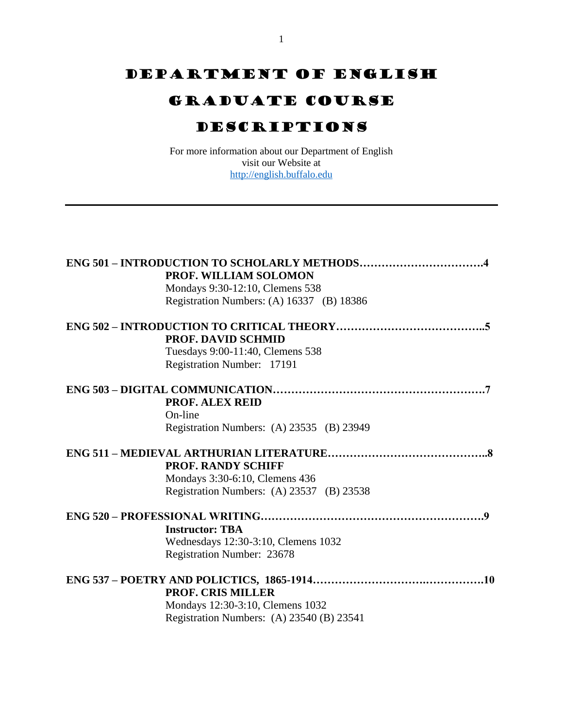# Department of English

# Graduate Course Descriptions

For more information about our Department of English
visit our Website at
http://english.buffalo.edu

---

**ENG 501 – INTRODUCTION TO SCHOLARLY METHODS……………………………4**
**PROF. WILLIAM SOLOMON**
Mondays 9:30-12:10, Clemens 538
Registration Numbers: (A) 16337 (B) 18386

**ENG 502 – INTRODUCTION TO CRITICAL THEORY…………………………………..5**
**PROF. DAVID SCHMID**
Tuesdays 9:00-11:40, Clemens 538
Registration Number: 17191

**ENG 503 – DIGITAL COMMUNICATION…………………………………………………7**
**PROF. ALEX REID**
On-line
Registration Numbers: (A) 23535 (B) 23949

**ENG 511 – MEDIEVAL ARTHURIAN LITERATURE……………………………………..8**
**PROF. RANDY SCHIFF**
Mondays 3:30-6:10, Clemens 436
Registration Numbers: (A) 23537 (B) 23538

**ENG 520 – PROFESSIONAL WRITING……………………………………………………9**
**Instructor: TBA**
Wednesdays 12:30-3:10, Clemens 1032
Registration Number: 23678

**ENG 537 – POETRY AND POLICTICS, 1865-1914………………………….…………….10**
**PROF. CRIS MILLER**
Mondays 12:30-3:10, Clemens 1032
Registration Numbers: (A) 23540 (B) 23541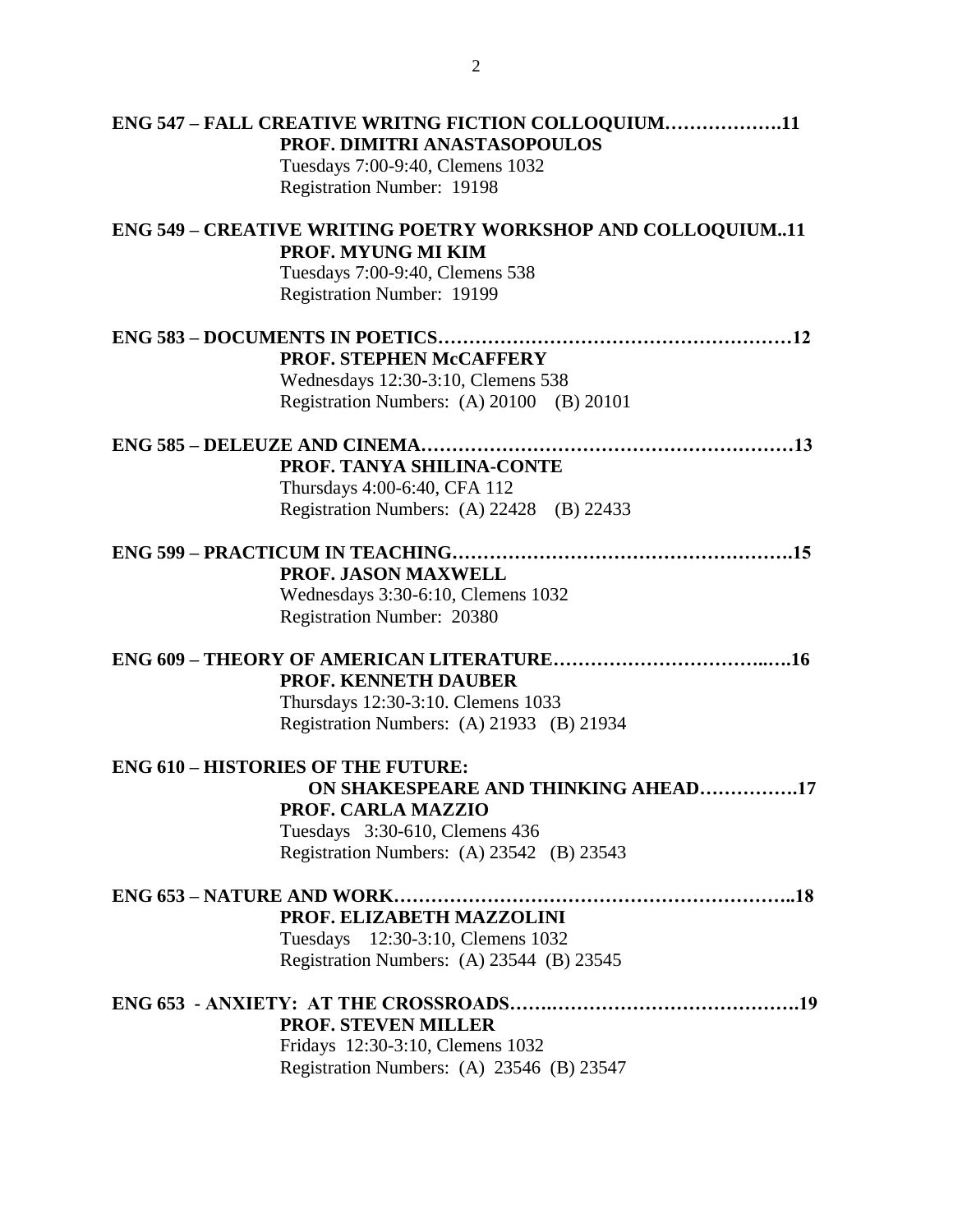**ENG 547 – FALL CREATIVE WRITNG FICTION COLLOQUIUM……………….11**
**PROF. DIMITRI ANASTASOPOULOS**
Tuesdays 7:00-9:40, Clemens 1032
Registration Number: 19198

**ENG 549 – CREATIVE WRITING POETRY WORKSHOP AND COLLOQUIUM..11**
**PROF. MYUNG MI KIM**
Tuesdays 7:00-9:40, Clemens 538
Registration Number: 19199

**ENG 583 – DOCUMENTS IN POETICS……………………………………………….12**
**PROF. STEPHEN McCAFFERY**
Wednesdays 12:30-3:10, Clemens 538
Registration Numbers: (A) 20100 (B) 20101

**ENG 585 – DELEUZE AND CINEMA…………………………………………………13**
**PROF. TANYA SHILINA-CONTE**
Thursdays 4:00-6:40, CFA 112
Registration Numbers: (A) 22428 (B) 22433

**ENG 599 – PRACTICUM IN TEACHING…………………………………………….15**
**PROF. JASON MAXWELL**
Wednesdays 3:30-6:10, Clemens 1032
Registration Number: 20380

**ENG 609 – THEORY OF AMERICAN LITERATURE……………………………..….16**
**PROF. KENNETH DAUBER**
Thursdays 12:30-3:10. Clemens 1033
Registration Numbers: (A) 21933 (B) 21934

**ENG 610 – HISTORIES OF THE FUTURE:**
**ON SHAKESPEARE AND THINKING AHEAD…………….17**
**PROF. CARLA MAZZIO**
Tuesdays 3:30-610, Clemens 436
Registration Numbers: (A) 23542 (B) 23543

**ENG 653 – NATURE AND WORK……………………………………………………..18**
**PROF. ELIZABETH MAZZOLINI**
Tuesdays 12:30-3:10, Clemens 1032
Registration Numbers: (A) 23544 (B) 23545

**ENG 653 - ANXIETY: AT THE CROSSROADS…….………………………………….19**
**PROF. STEVEN MILLER**
Fridays 12:30-3:10, Clemens 1032
Registration Numbers: (A) 23546 (B) 23547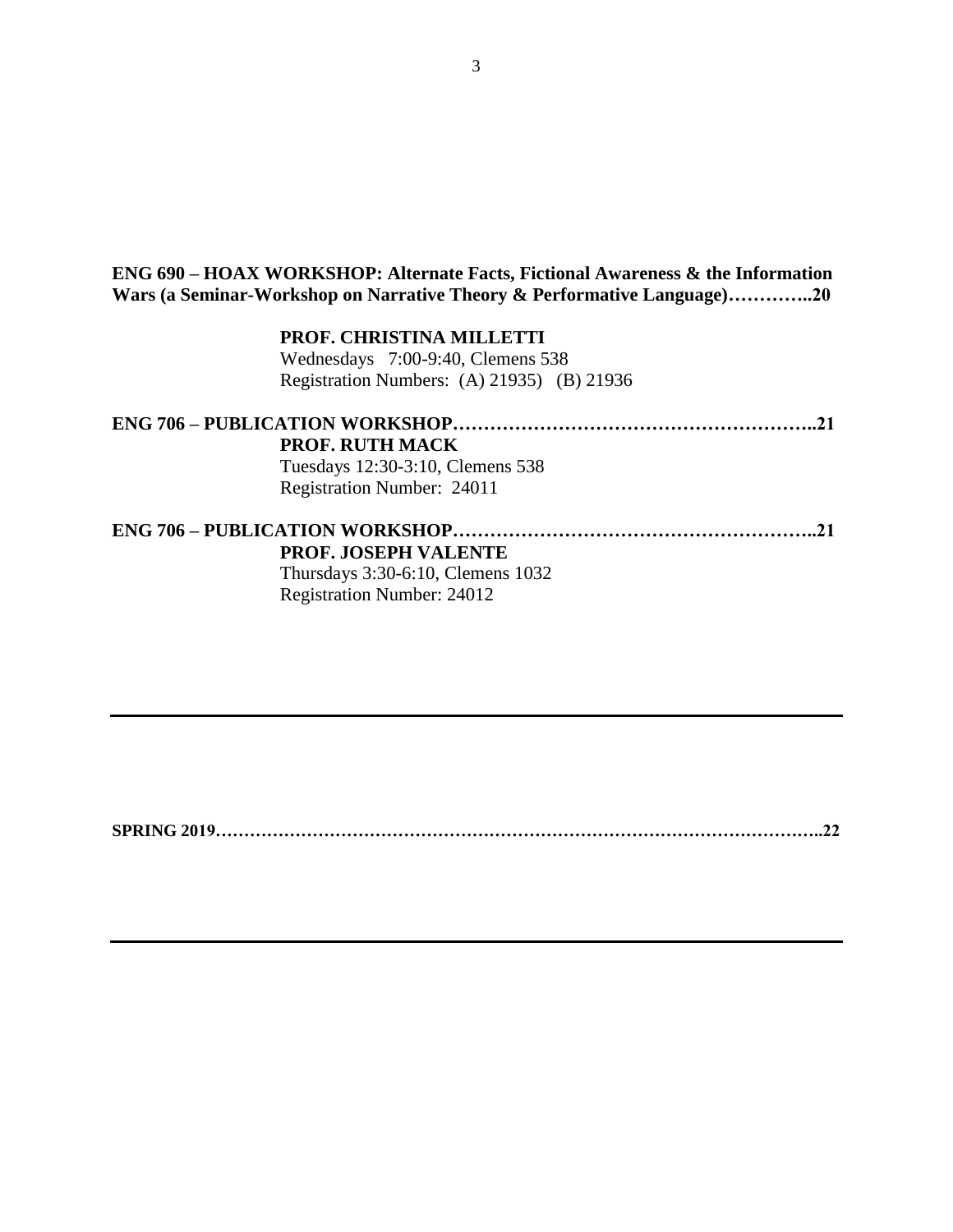**ENG 690 – HOAX WORKSHOP: Alternate Facts, Fictional Awareness & the Information Wars (a Seminar-Workshop on Narrative Theory & Performative Language)…………..20**

**PROF. CHRISTINA MILLETTI**
Wednesdays 7:00-9:40, Clemens 538
Registration Numbers: (A) 21935) (B) 21936

**ENG 706 – PUBLICATION WORKSHOP………………………………………………..21**

**PROF. RUTH MACK**
Tuesdays 12:30-3:10, Clemens 538
Registration Number: 24011

**ENG 706 – PUBLICATION WORKSHOP………………………………………………..21**

**PROF. JOSEPH VALENTE**
Thursdays 3:30-6:10, Clemens 1032
Registration Number: 24012

---

**SPRING 2019…………………………………………………………………………………..22**

---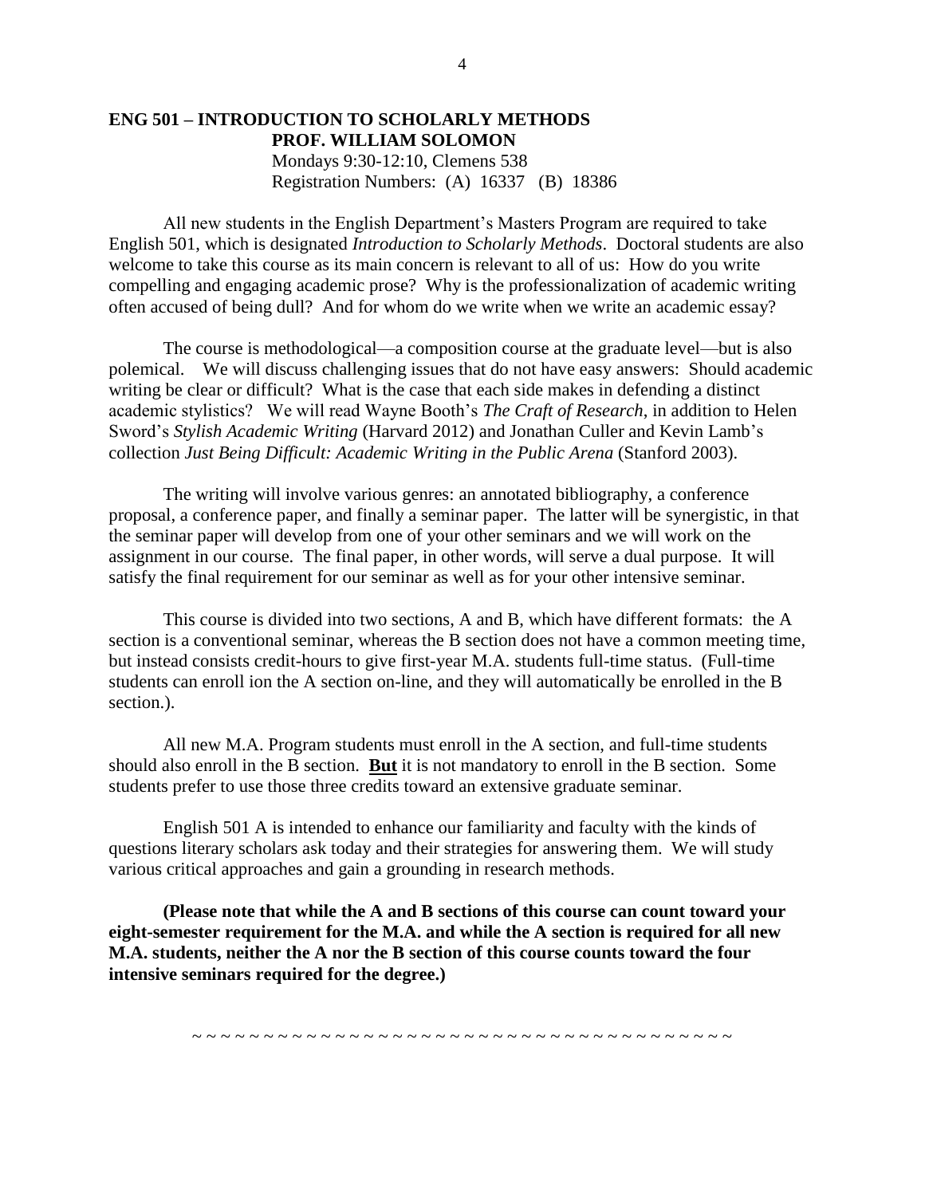## ENG 501 – INTRODUCTION TO SCHOLARLY METHODS

**PROF. WILLIAM SOLOMON**
Mondays 9:30-12:10, Clemens 538
Registration Numbers: (A) 16337 (B) 18386

All new students in the English Department's Masters Program are required to take English 501, which is designated *Introduction to Scholarly Methods*. Doctoral students are also welcome to take this course as its main concern is relevant to all of us: How do you write compelling and engaging academic prose? Why is the professionalization of academic writing often accused of being dull? And for whom do we write when we write an academic essay?

The course is methodological—a composition course at the graduate level—but is also polemical. We will discuss challenging issues that do not have easy answers: Should academic writing be clear or difficult? What is the case that each side makes in defending a distinct academic stylistics? We will read Wayne Booth's *The Craft of Research*, in addition to Helen Sword's *Stylish Academic Writing* (Harvard 2012) and Jonathan Culler and Kevin Lamb's collection *Just Being Difficult: Academic Writing in the Public Arena* (Stanford 2003).

The writing will involve various genres: an annotated bibliography, a conference proposal, a conference paper, and finally a seminar paper. The latter will be synergistic, in that the seminar paper will develop from one of your other seminars and we will work on the assignment in our course. The final paper, in other words, will serve a dual purpose. It will satisfy the final requirement for our seminar as well as for your other intensive seminar.

This course is divided into two sections, A and B, which have different formats: the A section is a conventional seminar, whereas the B section does not have a common meeting time, but instead consists credit-hours to give first-year M.A. students full-time status. (Full-time students can enroll ion the A section on-line, and they will automatically be enrolled in the B section.).

All new M.A. Program students must enroll in the A section, and full-time students should also enroll in the B section. **But** it is not mandatory to enroll in the B section. Some students prefer to use those three credits toward an extensive graduate seminar.

English 501 A is intended to enhance our familiarity and faculty with the kinds of questions literary scholars ask today and their strategies for answering them. We will study various critical approaches and gain a grounding in research methods.

**(Please note that while the A and B sections of this course can count toward your eight-semester requirement for the M.A. and while the A section is required for all new M.A. students, neither the A nor the B section of this course counts toward the four intensive seminars required for the degree.)**

~ ~ ~ ~ ~ ~ ~ ~ ~ ~ ~ ~ ~ ~ ~ ~ ~ ~ ~ ~ ~ ~ ~ ~ ~ ~ ~ ~ ~ ~ ~ ~ ~ ~ ~ ~ ~ ~ ~ ~ ~ ~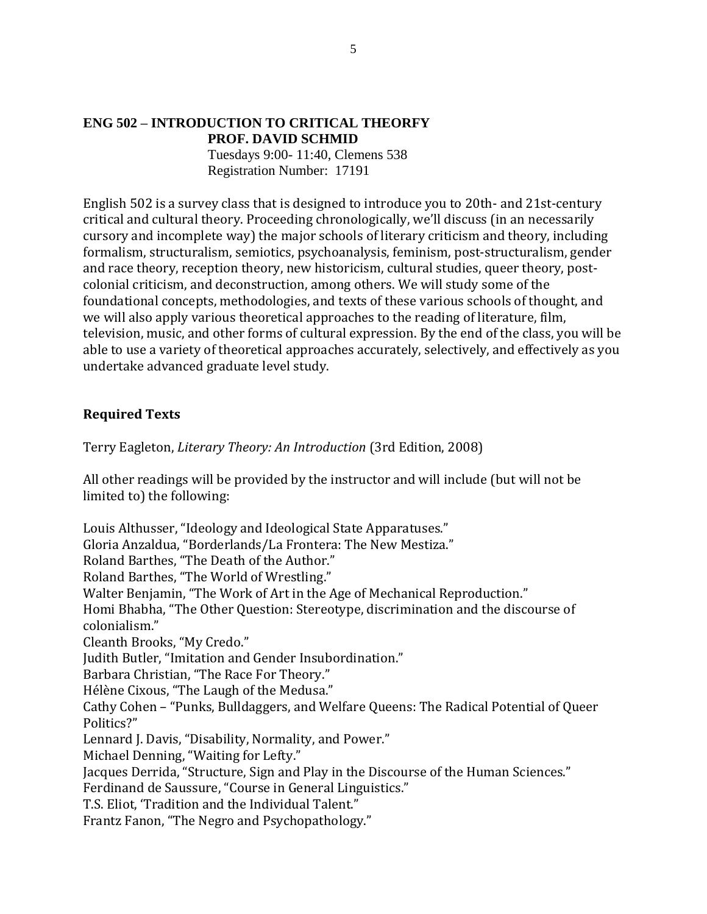## ENG 502 – INTRODUCTION TO CRITICAL THEORFY

**PROF. DAVID SCHMID**

Tuesdays 9:00- 11:40, Clemens 538
Registration Number: 17191

English 502 is a survey class that is designed to introduce you to 20th- and 21st-century critical and cultural theory. Proceeding chronologically, we'll discuss (in an necessarily cursory and incomplete way) the major schools of literary criticism and theory, including formalism, structuralism, semiotics, psychoanalysis, feminism, post-structuralism, gender and race theory, reception theory, new historicism, cultural studies, queer theory, post-colonial criticism, and deconstruction, among others. We will study some of the foundational concepts, methodologies, and texts of these various schools of thought, and we will also apply various theoretical approaches to the reading of literature, film, television, music, and other forms of cultural expression. By the end of the class, you will be able to use a variety of theoretical approaches accurately, selectively, and effectively as you undertake advanced graduate level study.

### Required Texts

Terry Eagleton, *Literary Theory: An Introduction* (3rd Edition, 2008)

All other readings will be provided by the instructor and will include (but will not be limited to) the following:

Louis Althusser, "Ideology and Ideological State Apparatuses."
Gloria Anzaldua, "Borderlands/La Frontera: The New Mestiza."
Roland Barthes, "The Death of the Author."
Roland Barthes, "The World of Wrestling."
Walter Benjamin, "The Work of Art in the Age of Mechanical Reproduction."
Homi Bhabha, "The Other Question: Stereotype, discrimination and the discourse of colonialism."
Cleanth Brooks, "My Credo."
Judith Butler, "Imitation and Gender Insubordination."
Barbara Christian, "The Race For Theory."
Hélène Cixous, "The Laugh of the Medusa."
Cathy Cohen – "Punks, Bulldaggers, and Welfare Queens: The Radical Potential of Queer Politics?"
Lennard J. Davis, "Disability, Normality, and Power."
Michael Denning, "Waiting for Lefty."
Jacques Derrida, "Structure, Sign and Play in the Discourse of the Human Sciences."
Ferdinand de Saussure, "Course in General Linguistics."
T.S. Eliot, 'Tradition and the Individual Talent."
Frantz Fanon, "The Negro and Psychopathology."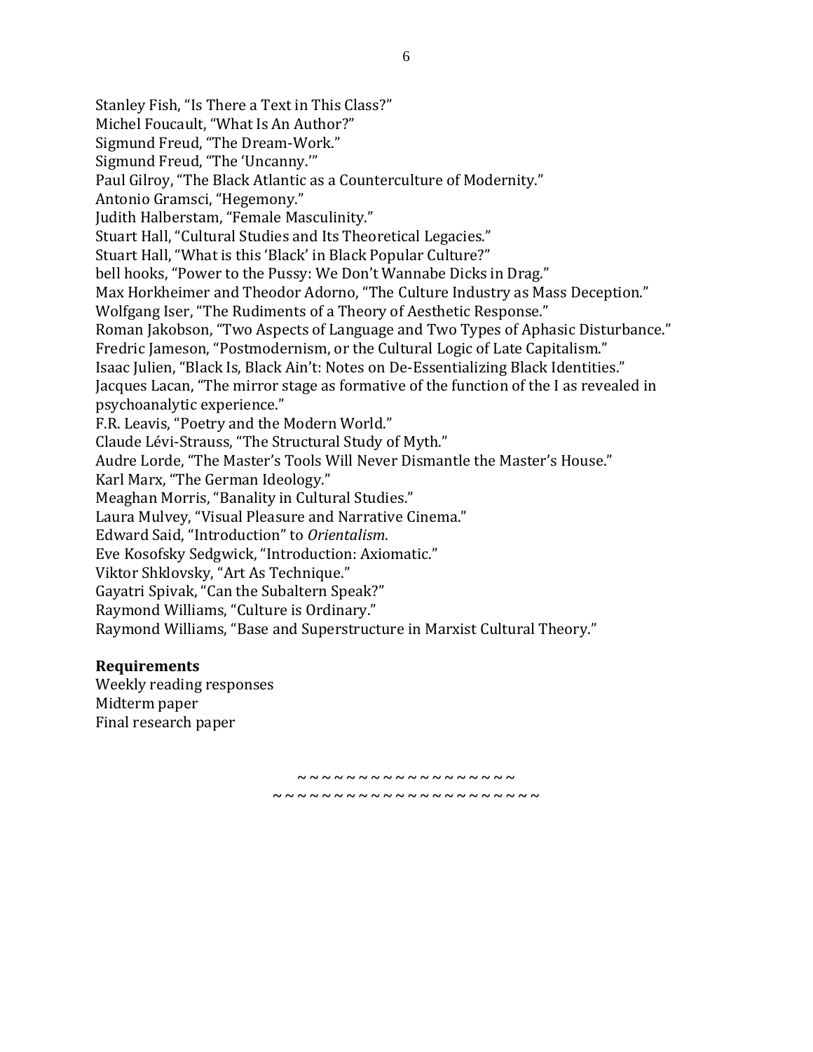Stanley Fish, "Is There a Text in This Class?"
Michel Foucault, "What Is An Author?"
Sigmund Freud, "The Dream-Work."
Sigmund Freud, "The 'Uncanny.'"
Paul Gilroy, "The Black Atlantic as a Counterculture of Modernity."
Antonio Gramsci, "Hegemony."
Judith Halberstam, "Female Masculinity."
Stuart Hall, "Cultural Studies and Its Theoretical Legacies."
Stuart Hall, "What is this 'Black' in Black Popular Culture?"
bell hooks, "Power to the Pussy: We Don't Wannabe Dicks in Drag."
Max Horkheimer and Theodor Adorno, "The Culture Industry as Mass Deception."
Wolfgang Iser, "The Rudiments of a Theory of Aesthetic Response."
Roman Jakobson, "Two Aspects of Language and Two Types of Aphasic Disturbance."
Fredric Jameson, "Postmodernism, or the Cultural Logic of Late Capitalism."
Isaac Julien, "Black Is, Black Ain't: Notes on De-Essentializing Black Identities."
Jacques Lacan, "The mirror stage as formative of the function of the I as revealed in psychoanalytic experience."
F.R. Leavis, "Poetry and the Modern World."
Claude Lévi-Strauss, "The Structural Study of Myth."
Audre Lorde, "The Master's Tools Will Never Dismantle the Master's House."
Karl Marx, "The German Ideology."
Meaghan Morris, "Banality in Cultural Studies."
Laura Mulvey, "Visual Pleasure and Narrative Cinema."
Edward Said, "Introduction" to *Orientalism*.
Eve Kosofsky Sedgwick, "Introduction: Axiomatic."
Viktor Shklovsky, "Art As Technique."
Gayatri Spivak, "Can the Subaltern Speak?"
Raymond Williams, "Culture is Ordinary."
Raymond Williams, "Base and Superstructure in Marxist Cultural Theory."

**Requirements**
Weekly reading responses
Midterm paper
Final research paper

~ ~ ~ ~ ~ ~ ~ ~ ~ ~ ~ ~ ~ ~ ~ ~ ~ ~ ~
~ ~ ~ ~ ~ ~ ~ ~ ~ ~ ~ ~ ~ ~ ~ ~ ~ ~ ~ ~ ~ ~ ~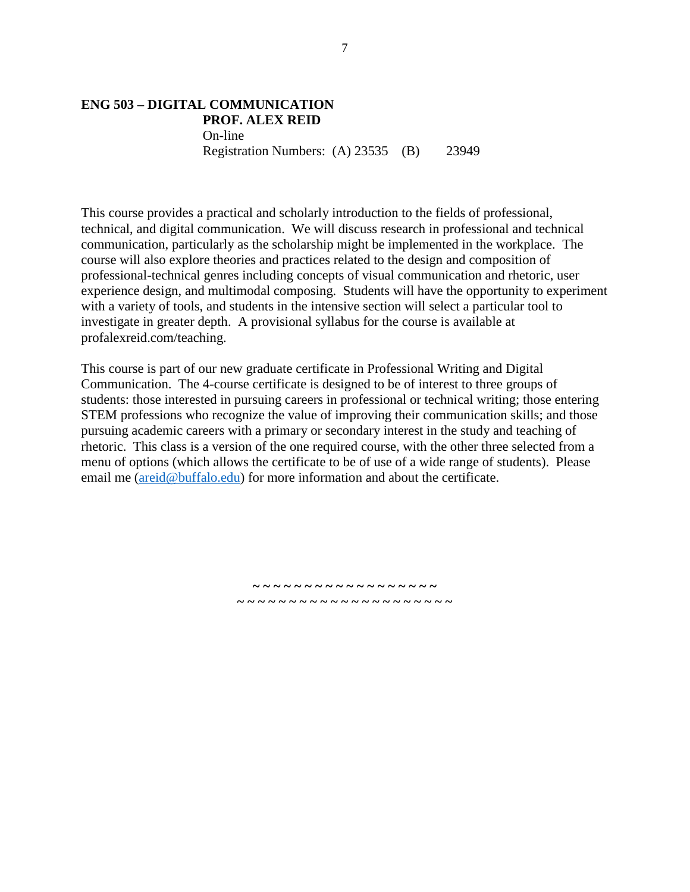**ENG 503 – DIGITAL COMMUNICATION**
**PROF. ALEX REID**
On-line
Registration Numbers: (A) 23535 (B) 23949

This course provides a practical and scholarly introduction to the fields of professional, technical, and digital communication. We will discuss research in professional and technical communication, particularly as the scholarship might be implemented in the workplace. The course will also explore theories and practices related to the design and composition of professional-technical genres including concepts of visual communication and rhetoric, user experience design, and multimodal composing. Students will have the opportunity to experiment with a variety of tools, and students in the intensive section will select a particular tool to investigate in greater depth. A provisional syllabus for the course is available at profalexreid.com/teaching.

This course is part of our new graduate certificate in Professional Writing and Digital Communication. The 4-course certificate is designed to be of interest to three groups of students: those interested in pursuing careers in professional or technical writing; those entering STEM professions who recognize the value of improving their communication skills; and those pursuing academic careers with a primary or secondary interest in the study and teaching of rhetoric. This class is a version of the one required course, with the other three selected from a menu of options (which allows the certificate to be of use of a wide range of students). Please email me (areid@buffalo.edu) for more information and about the certificate.

~ ~ ~ ~ ~ ~ ~ ~ ~ ~ ~ ~ ~ ~ ~ ~ ~ ~ ~
~ ~ ~ ~ ~ ~ ~ ~ ~ ~ ~ ~ ~ ~ ~ ~ ~ ~ ~ ~ ~ ~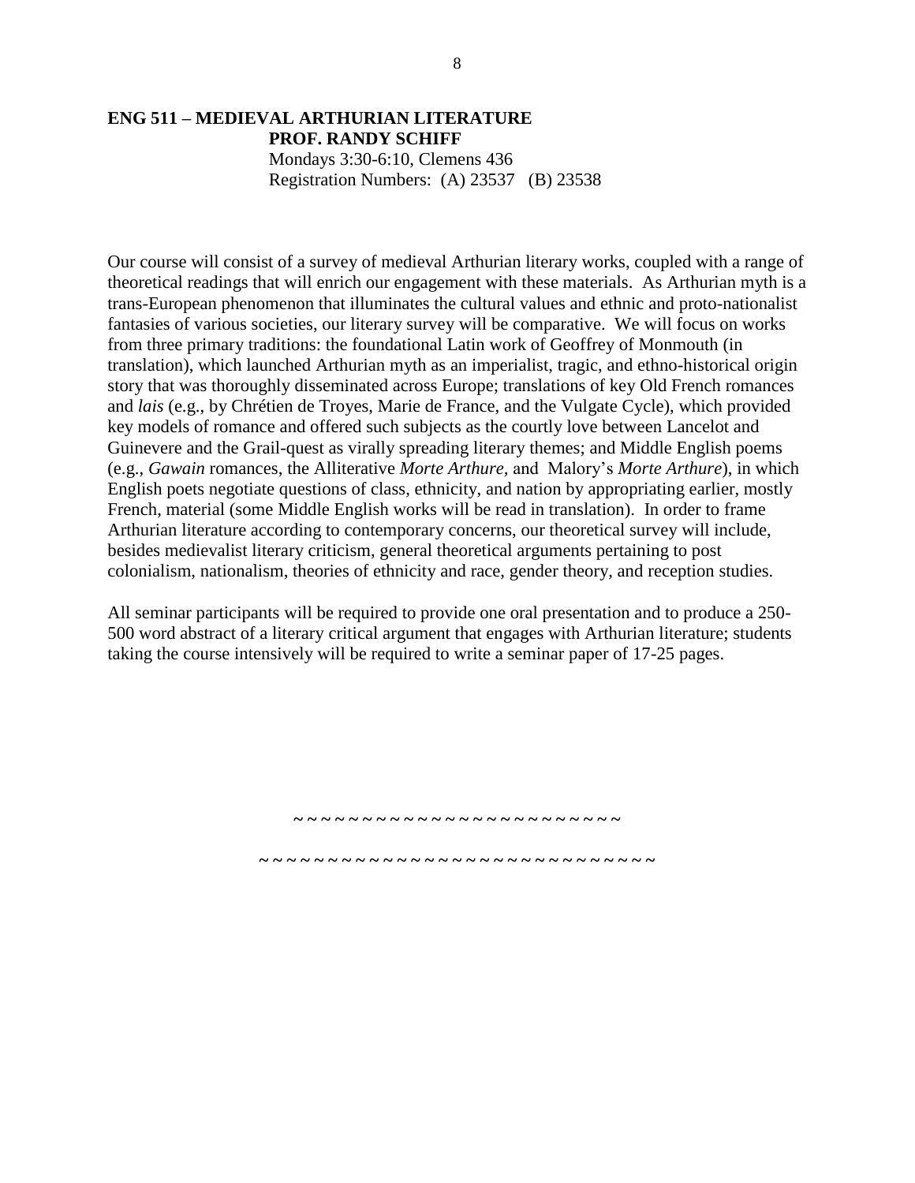**ENG 511 – MEDIEVAL ARTHURIAN LITERATURE**
**PROF. RANDY SCHIFF**
Mondays 3:30-6:10, Clemens 436
Registration Numbers: (A) 23537 (B) 23538

Our course will consist of a survey of medieval Arthurian literary works, coupled with a range of theoretical readings that will enrich our engagement with these materials. As Arthurian myth is a trans-European phenomenon that illuminates the cultural values and ethnic and proto-nationalist fantasies of various societies, our literary survey will be comparative. We will focus on works from three primary traditions: the foundational Latin work of Geoffrey of Monmouth (in translation), which launched Arthurian myth as an imperialist, tragic, and ethno-historical origin story that was thoroughly disseminated across Europe; translations of key Old French romances and *lais* (e.g., by Chrétien de Troyes, Marie de France, and the Vulgate Cycle), which provided key models of romance and offered such subjects as the courtly love between Lancelot and Guinevere and the Grail-quest as virally spreading literary themes; and Middle English poems (e.g., *Gawain* romances, the Alliterative *Morte Arthure,* and Malory's *Morte Arthure*), in which English poets negotiate questions of class, ethnicity, and nation by appropriating earlier, mostly French, material (some Middle English works will be read in translation). In order to frame Arthurian literature according to contemporary concerns, our theoretical survey will include, besides medievalist literary criticism, general theoretical arguments pertaining to post colonialism, nationalism, theories of ethnicity and race, gender theory, and reception studies.

All seminar participants will be required to provide one oral presentation and to produce a 250-500 word abstract of a literary critical argument that engages with Arthurian literature; students taking the course intensively will be required to write a seminar paper of 17-25 pages.

~ ~ ~ ~ ~ ~ ~ ~ ~ ~ ~ ~ ~ ~ ~ ~ ~ ~ ~ ~ ~ ~ ~ ~ ~ ~

~ ~ ~ ~ ~ ~ ~ ~ ~ ~ ~ ~ ~ ~ ~ ~ ~ ~ ~ ~ ~ ~ ~ ~ ~ ~ ~ ~ ~ ~ ~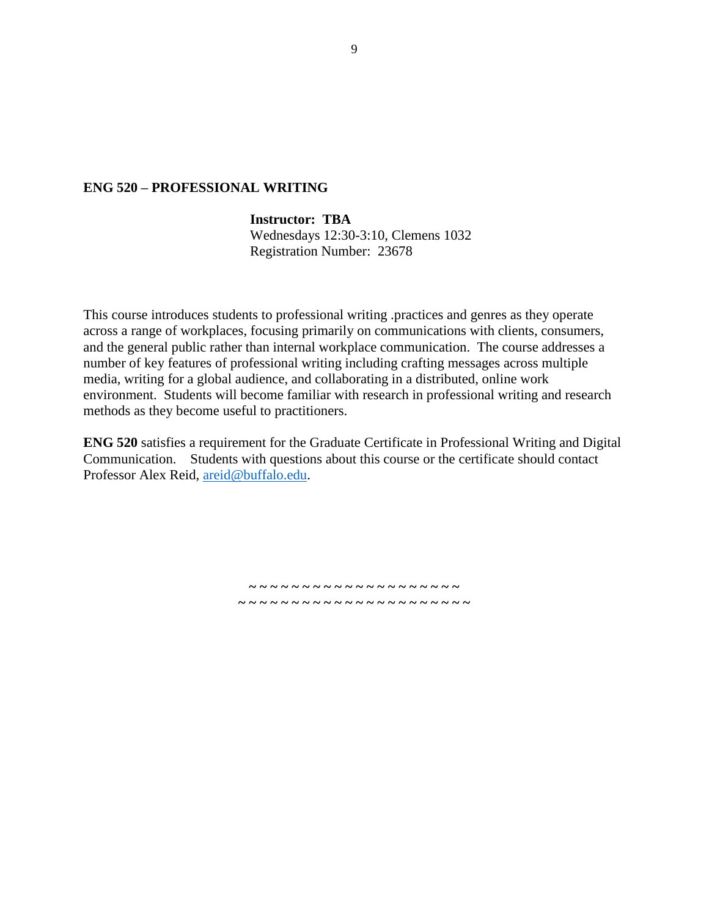**ENG 520 – PROFESSIONAL WRITING**

**Instructor: TBA**
Wednesdays 12:30-3:10, Clemens 1032
Registration Number: 23678

This course introduces students to professional writing .practices and genres as they operate across a range of workplaces, focusing primarily on communications with clients, consumers, and the general public rather than internal workplace communication. The course addresses a number of key features of professional writing including crafting messages across multiple media, writing for a global audience, and collaborating in a distributed, online work environment. Students will become familiar with research in professional writing and research methods as they become useful to practitioners.

**ENG 520** satisfies a requirement for the Graduate Certificate in Professional Writing and Digital Communication. Students with questions about this course or the certificate should contact Professor Alex Reid, areid@buffalo.edu.

~ ~ ~ ~ ~ ~ ~ ~ ~ ~ ~ ~ ~ ~ ~ ~ ~ ~ ~ ~ ~
~ ~ ~ ~ ~ ~ ~ ~ ~ ~ ~ ~ ~ ~ ~ ~ ~ ~ ~ ~ ~ ~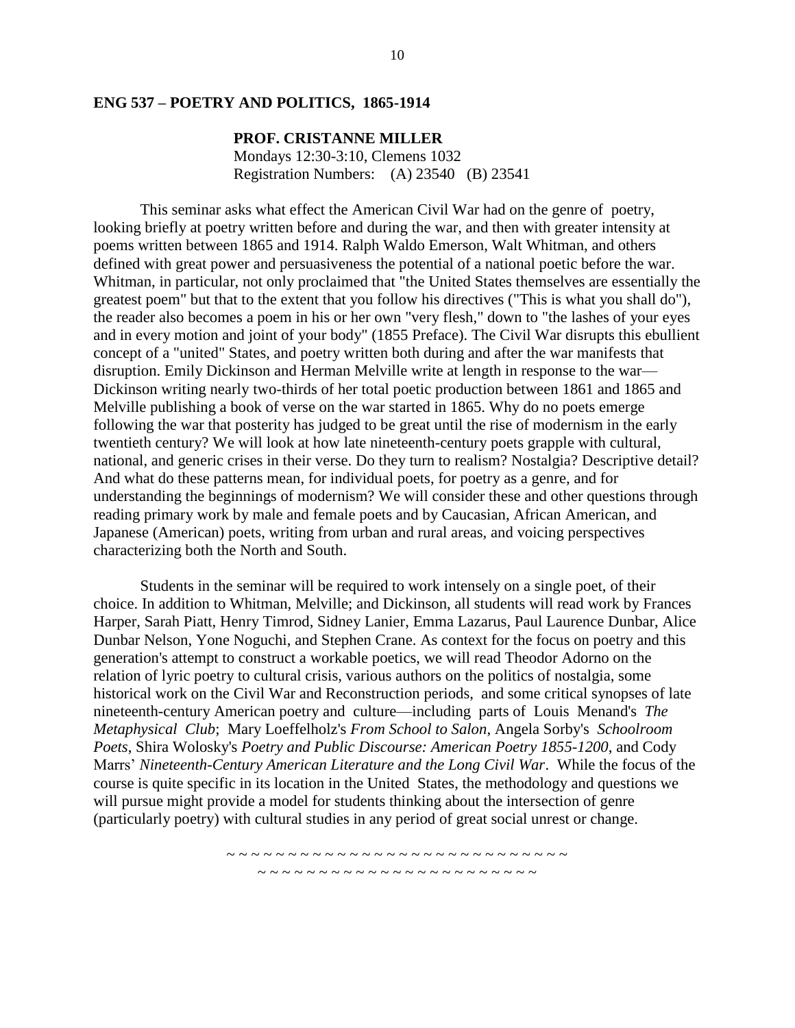## ENG 537 – POETRY AND POLITICS, 1865-1914

**PROF. CRISTANNE MILLER**
Mondays 12:30-3:10, Clemens 1032
Registration Numbers: (A) 23540 (B) 23541

This seminar asks what effect the American Civil War had on the genre of poetry, looking briefly at poetry written before and during the war, and then with greater intensity at poems written between 1865 and 1914. Ralph Waldo Emerson, Walt Whitman, and others defined with great power and persuasiveness the potential of a national poetic before the war. Whitman, in particular, not only proclaimed that "the United States themselves are essentially the greatest poem" but that to the extent that you follow his directives ("This is what you shall do"), the reader also becomes a poem in his or her own "very flesh," down to "the lashes of your eyes and in every motion and joint of your body" (1855 Preface). The Civil War disrupts this ebullient concept of a "united" States, and poetry written both during and after the war manifests that disruption. Emily Dickinson and Herman Melville write at length in response to the war—Dickinson writing nearly two-thirds of her total poetic production between 1861 and 1865 and Melville publishing a book of verse on the war started in 1865. Why do no poets emerge following the war that posterity has judged to be great until the rise of modernism in the early twentieth century? We will look at how late nineteenth-century poets grapple with cultural, national, and generic crises in their verse. Do they turn to realism? Nostalgia? Descriptive detail? And what do these patterns mean, for individual poets, for poetry as a genre, and for understanding the beginnings of modernism? We will consider these and other questions through reading primary work by male and female poets and by Caucasian, African American, and Japanese (American) poets, writing from urban and rural areas, and voicing perspectives characterizing both the North and South.

Students in the seminar will be required to work intensely on a single poet, of their choice. In addition to Whitman, Melville; and Dickinson, all students will read work by Frances Harper, Sarah Piatt, Henry Timrod, Sidney Lanier, Emma Lazarus, Paul Laurence Dunbar, Alice Dunbar Nelson, Yone Noguchi, and Stephen Crane. As context for the focus on poetry and this generation's attempt to construct a workable poetics, we will read Theodor Adorno on the relation of lyric poetry to cultural crisis, various authors on the politics of nostalgia, some historical work on the Civil War and Reconstruction periods, and some critical synopses of late nineteenth-century American poetry and culture—including parts of Louis Menand's *The Metaphysical Club*; Mary Loeffelholz's *From School to Salon*, Angela Sorby's *Schoolroom Poets*, Shira Wolosky's *Poetry and Public Discourse: American Poetry 1855-1200*, and Cody Marrs' *Nineteenth-Century American Literature and the Long Civil War*. While the focus of the course is quite specific in its location in the United States, the methodology and questions we will pursue might provide a model for students thinking about the intersection of genre (particularly poetry) with cultural studies in any period of great social unrest or change.

~ ~ ~ ~ ~ ~ ~ ~ ~ ~ ~ ~ ~ ~ ~ ~ ~ ~ ~ ~ ~ ~ ~ ~ ~ ~ ~ ~ ~ ~ ~ ~
~ ~ ~ ~ ~ ~ ~ ~ ~ ~ ~ ~ ~ ~ ~ ~ ~ ~ ~ ~ ~ ~ ~ ~ ~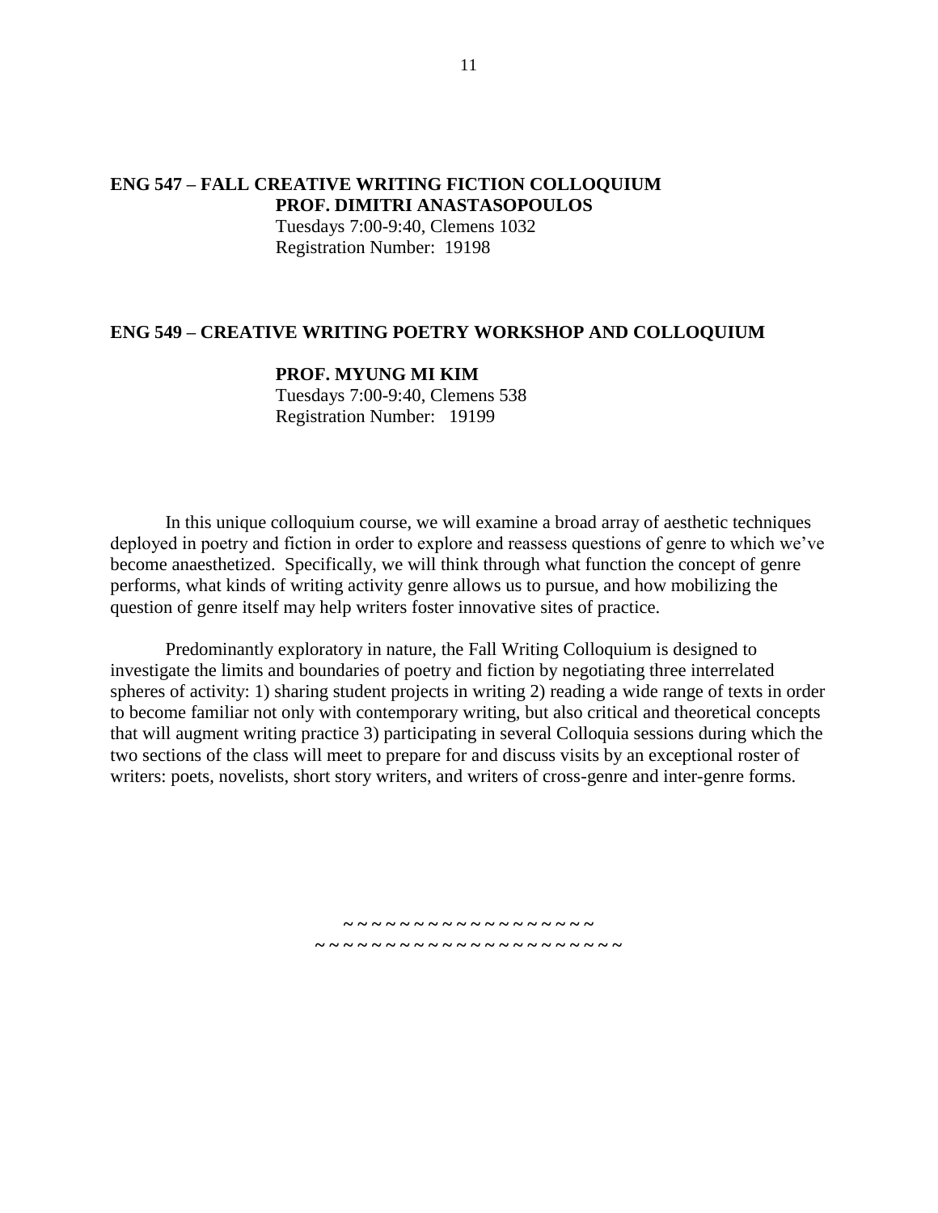**ENG 547 – FALL CREATIVE WRITING FICTION COLLOQUIUM**
**PROF. DIMITRI ANASTASOPOULOS**
Tuesdays 7:00-9:40, Clemens 1032
Registration Number: 19198

**ENG 549 – CREATIVE WRITING POETRY WORKSHOP AND COLLOQUIUM**

**PROF. MYUNG MI KIM**
Tuesdays 7:00-9:40, Clemens 538
Registration Number: 19199

In this unique colloquium course, we will examine a broad array of aesthetic techniques deployed in poetry and fiction in order to explore and reassess questions of genre to which we've become anaesthetized. Specifically, we will think through what function the concept of genre performs, what kinds of writing activity genre allows us to pursue, and how mobilizing the question of genre itself may help writers foster innovative sites of practice.

Predominantly exploratory in nature, the Fall Writing Colloquium is designed to investigate the limits and boundaries of poetry and fiction by negotiating three interrelated spheres of activity: 1) sharing student projects in writing 2) reading a wide range of texts in order to become familiar not only with contemporary writing, but also critical and theoretical concepts that will augment writing practice 3) participating in several Colloquia sessions during which the two sections of the class will meet to prepare for and discuss visits by an exceptional roster of writers: poets, novelists, short story writers, and writers of cross-genre and inter-genre forms.

~ ~ ~ ~ ~ ~ ~ ~ ~ ~ ~ ~ ~ ~ ~ ~ ~ ~ ~
~ ~ ~ ~ ~ ~ ~ ~ ~ ~ ~ ~ ~ ~ ~ ~ ~ ~ ~ ~ ~ ~ ~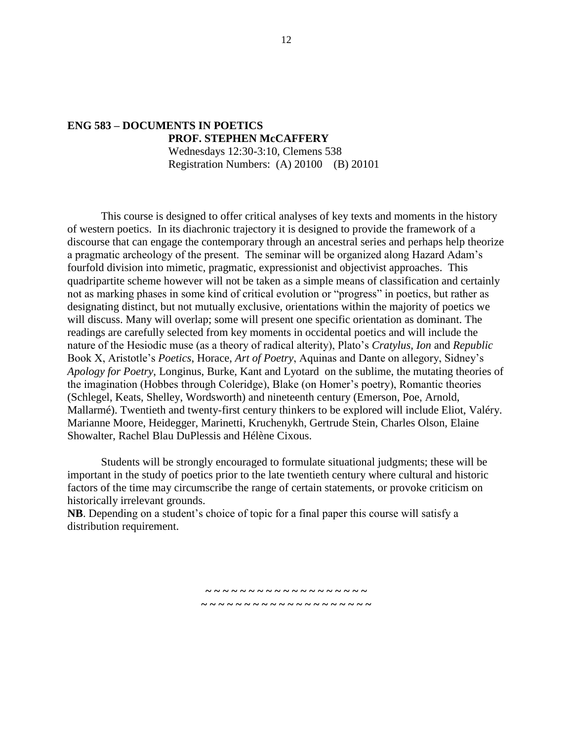**ENG 583 – DOCUMENTS IN POETICS**
**PROF. STEPHEN McCAFFERY**
Wednesdays 12:30-3:10, Clemens 538
Registration Numbers: (A) 20100 (B) 20101

This course is designed to offer critical analyses of key texts and moments in the history of western poetics. In its diachronic trajectory it is designed to provide the framework of a discourse that can engage the contemporary through an ancestral series and perhaps help theorize a pragmatic archeology of the present. The seminar will be organized along Hazard Adam's fourfold division into mimetic, pragmatic, expressionist and objectivist approaches. This quadripartite scheme however will not be taken as a simple means of classification and certainly not as marking phases in some kind of critical evolution or "progress" in poetics, but rather as designating distinct, but not mutually exclusive, orientations within the majority of poetics we will discuss. Many will overlap; some will present one specific orientation as dominant. The readings are carefully selected from key moments in occidental poetics and will include the nature of the Hesiodic muse (as a theory of radical alterity), Plato's *Cratylus, Ion* and *Republic* Book X, Aristotle's *Poetics*, Horace, *Art of Poetry*, Aquinas and Dante on allegory, Sidney's *Apology for Poetry*, Longinus, Burke, Kant and Lyotard on the sublime, the mutating theories of the imagination (Hobbes through Coleridge), Blake (on Homer's poetry), Romantic theories (Schlegel, Keats, Shelley, Wordsworth) and nineteenth century (Emerson, Poe, Arnold, Mallarmé). Twentieth and twenty-first century thinkers to be explored will include Eliot, Valéry. Marianne Moore, Heidegger, Marinetti, Kruchenykh, Gertrude Stein, Charles Olson, Elaine Showalter, Rachel Blau DuPlessis and Hélène Cixous.

Students will be strongly encouraged to formulate situational judgments; these will be important in the study of poetics prior to the late twentieth century where cultural and historic factors of the time may circumscribe the range of certain statements, or provoke criticism on historically irrelevant grounds.

**NB**. Depending on a student's choice of topic for a final paper this course will satisfy a distribution requirement.

~ ~ ~ ~ ~ ~ ~ ~ ~ ~ ~ ~ ~ ~ ~ ~ ~ ~ ~ ~
~ ~ ~ ~ ~ ~ ~ ~ ~ ~ ~ ~ ~ ~ ~ ~ ~ ~ ~ ~ ~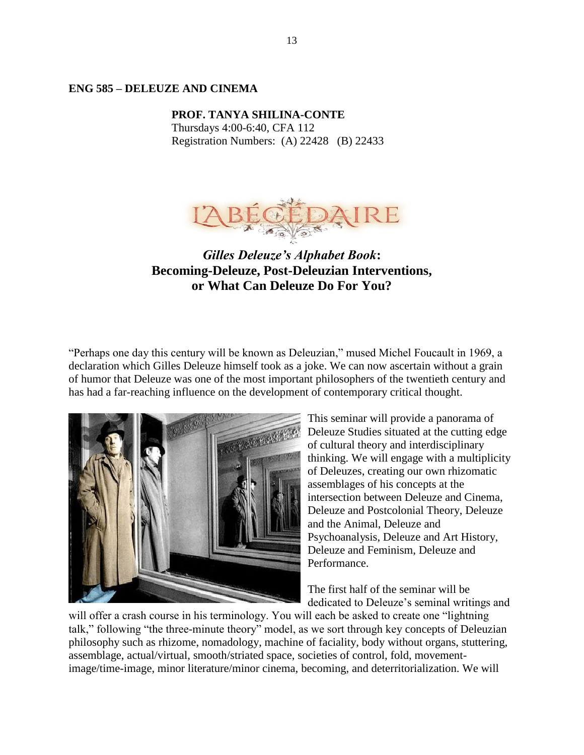## ENG 585 – DELEUZE AND CINEMA

**PROF. TANYA SHILINA-CONTE**
Thursdays 4:00-6:40, CFA 112
Registration Numbers: (A) 22428 (B) 22433

L'ABÉCÉDAIRE

### *Gilles Deleuze's Alphabet Book*: Becoming-Deleuze, Post-Deleuzian Interventions, or What Can Deleuze Do For You?

"Perhaps one day this century will be known as Deleuzian," mused Michel Foucault in 1969, a declaration which Gilles Deleuze himself took as a joke. We can now ascertain without a grain of humor that Deleuze was one of the most important philosophers of the twentieth century and has had a far-reaching influence on the development of contemporary critical thought.

This seminar will provide a panorama of Deleuze Studies situated at the cutting edge of cultural theory and interdisciplinary thinking. We will engage with a multiplicity of Deleuzes, creating our own rhizomatic assemblages of his concepts at the intersection between Deleuze and Cinema, Deleuze and Postcolonial Theory, Deleuze and the Animal, Deleuze and Psychoanalysis, Deleuze and Art History, Deleuze and Feminism, Deleuze and Performance.

The first half of the seminar will be dedicated to Deleuze's seminal writings and will offer a crash course in his terminology. You will each be asked to create one "lightning talk," following "the three-minute theory" model, as we sort through key concepts of Deleuzian philosophy such as rhizome, nomadology, machine of faciality, body without organs, stuttering, assemblage, actual/virtual, smooth/striated space, societies of control, fold, movement-image/time-image, minor literature/minor cinema, becoming, and deterritorialization. We will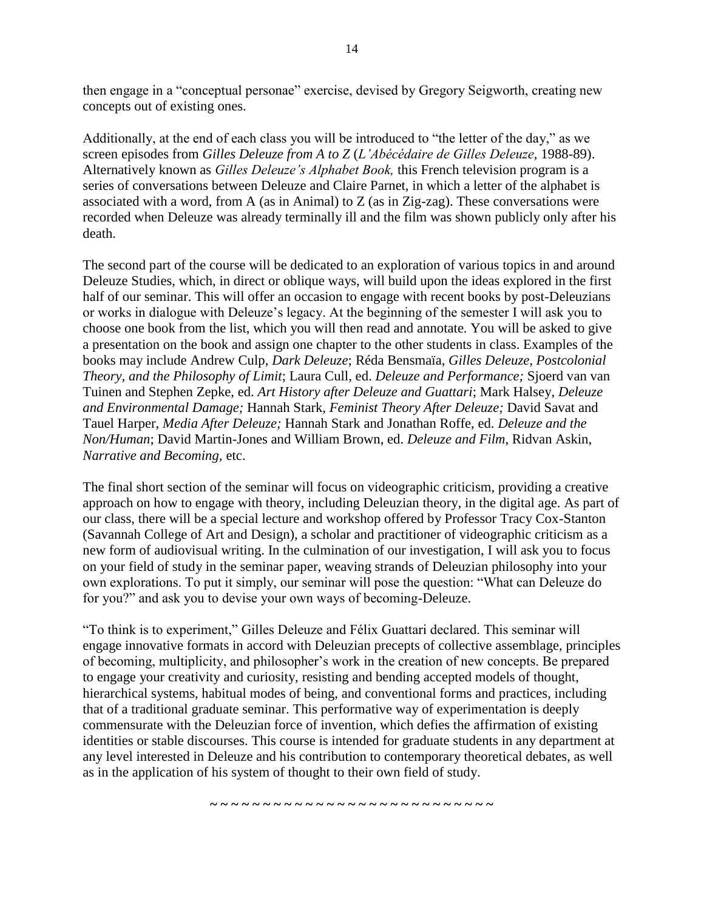then engage in a "conceptual personae" exercise, devised by Gregory Seigworth, creating new concepts out of existing ones.

Additionally, at the end of each class you will be introduced to "the letter of the day," as we screen episodes from *Gilles Deleuze from A to Z* (*L'Abécédaire de Gilles Deleuze*, 1988-89). Alternatively known as *Gilles Deleuze's Alphabet Book,* this French television program is a series of conversations between Deleuze and Claire Parnet, in which a letter of the alphabet is associated with a word, from A (as in Animal) to Z (as in Zig-zag). These conversations were recorded when Deleuze was already terminally ill and the film was shown publicly only after his death.

The second part of the course will be dedicated to an exploration of various topics in and around Deleuze Studies, which, in direct or oblique ways, will build upon the ideas explored in the first half of our seminar. This will offer an occasion to engage with recent books by post-Deleuzians or works in dialogue with Deleuze's legacy. At the beginning of the semester I will ask you to choose one book from the list, which you will then read and annotate. You will be asked to give a presentation on the book and assign one chapter to the other students in class. Examples of the books may include Andrew Culp, *Dark Deleuze*; Réda Bensmaïa, *Gilles Deleuze, Postcolonial Theory, and the Philosophy of Limit*; Laura Cull, ed. *Deleuze and Performance;* Sjoerd van van Tuinen and Stephen Zepke, ed. *Art History after Deleuze and Guattari*; Mark Halsey, *Deleuze and Environmental Damage;* Hannah Stark, *Feminist Theory After Deleuze;* David Savat and Tauel Harper, *Media After Deleuze;* Hannah Stark and Jonathan Roffe, ed. *Deleuze and the Non/Human*; David Martin-Jones and William Brown, ed. *Deleuze and Film*, Ridvan Askin, *Narrative and Becoming,* etc.

The final short section of the seminar will focus on videographic criticism, providing a creative approach on how to engage with theory, including Deleuzian theory, in the digital age. As part of our class, there will be a special lecture and workshop offered by Professor Tracy Cox-Stanton (Savannah College of Art and Design), a scholar and practitioner of videographic criticism as a new form of audiovisual writing. In the culmination of our investigation, I will ask you to focus on your field of study in the seminar paper, weaving strands of Deleuzian philosophy into your own explorations. To put it simply, our seminar will pose the question: "What can Deleuze do for you?" and ask you to devise your own ways of becoming-Deleuze.

"To think is to experiment," Gilles Deleuze and Félix Guattari declared. This seminar will engage innovative formats in accord with Deleuzian precepts of collective assemblage, principles of becoming, multiplicity, and philosopher's work in the creation of new concepts. Be prepared to engage your creativity and curiosity, resisting and bending accepted models of thought, hierarchical systems, habitual modes of being, and conventional forms and practices, including that of a traditional graduate seminar. This performative way of experimentation is deeply commensurate with the Deleuzian force of invention, which defies the affirmation of existing identities or stable discourses. This course is intended for graduate students in any department at any level interested in Deleuze and his contribution to contemporary theoretical debates, as well as in the application of his system of thought to their own field of study.

~ ~ ~ ~ ~ ~ ~ ~ ~ ~ ~ ~ ~ ~ ~ ~ ~ ~ ~ ~ ~ ~ ~ ~ ~ ~ ~ ~ ~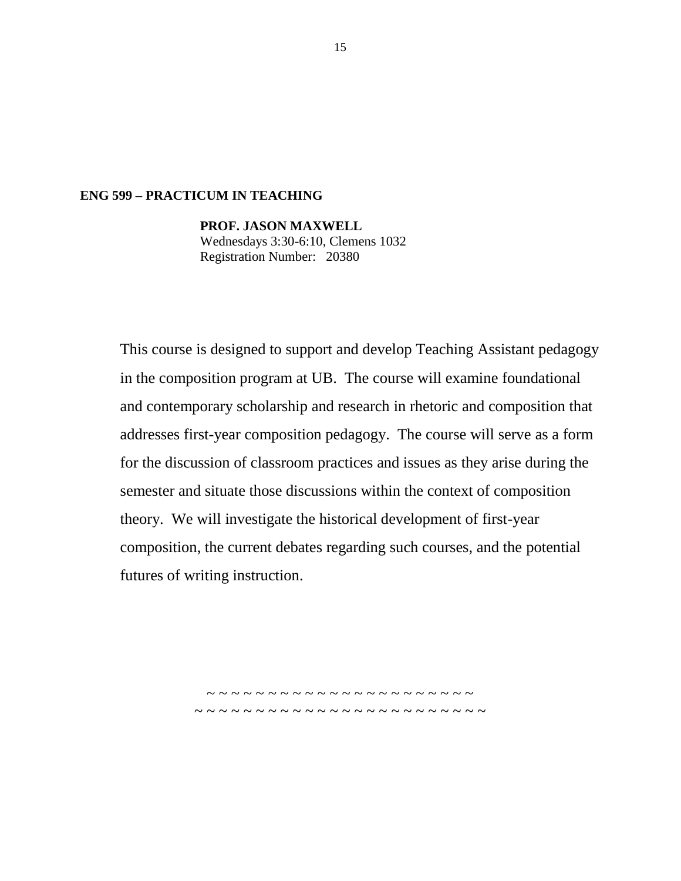## ENG 599 – PRACTICUM IN TEACHING

**PROF. JASON MAXWELL**
Wednesdays 3:30-6:10, Clemens 1032
Registration Number: 20380

This course is designed to support and develop Teaching Assistant pedagogy in the composition program at UB. The course will examine foundational and contemporary scholarship and research in rhetoric and composition that addresses first-year composition pedagogy. The course will serve as a form for the discussion of classroom practices and issues as they arise during the semester and situate those discussions within the context of composition theory. We will investigate the historical development of first-year composition, the current debates regarding such courses, and the potential futures of writing instruction.

~ ~ ~ ~ ~ ~ ~ ~ ~ ~ ~ ~ ~ ~ ~ ~ ~ ~ ~ ~ ~ ~ ~ ~ ~
~ ~ ~ ~ ~ ~ ~ ~ ~ ~ ~ ~ ~ ~ ~ ~ ~ ~ ~ ~ ~ ~ ~ ~ ~ ~ ~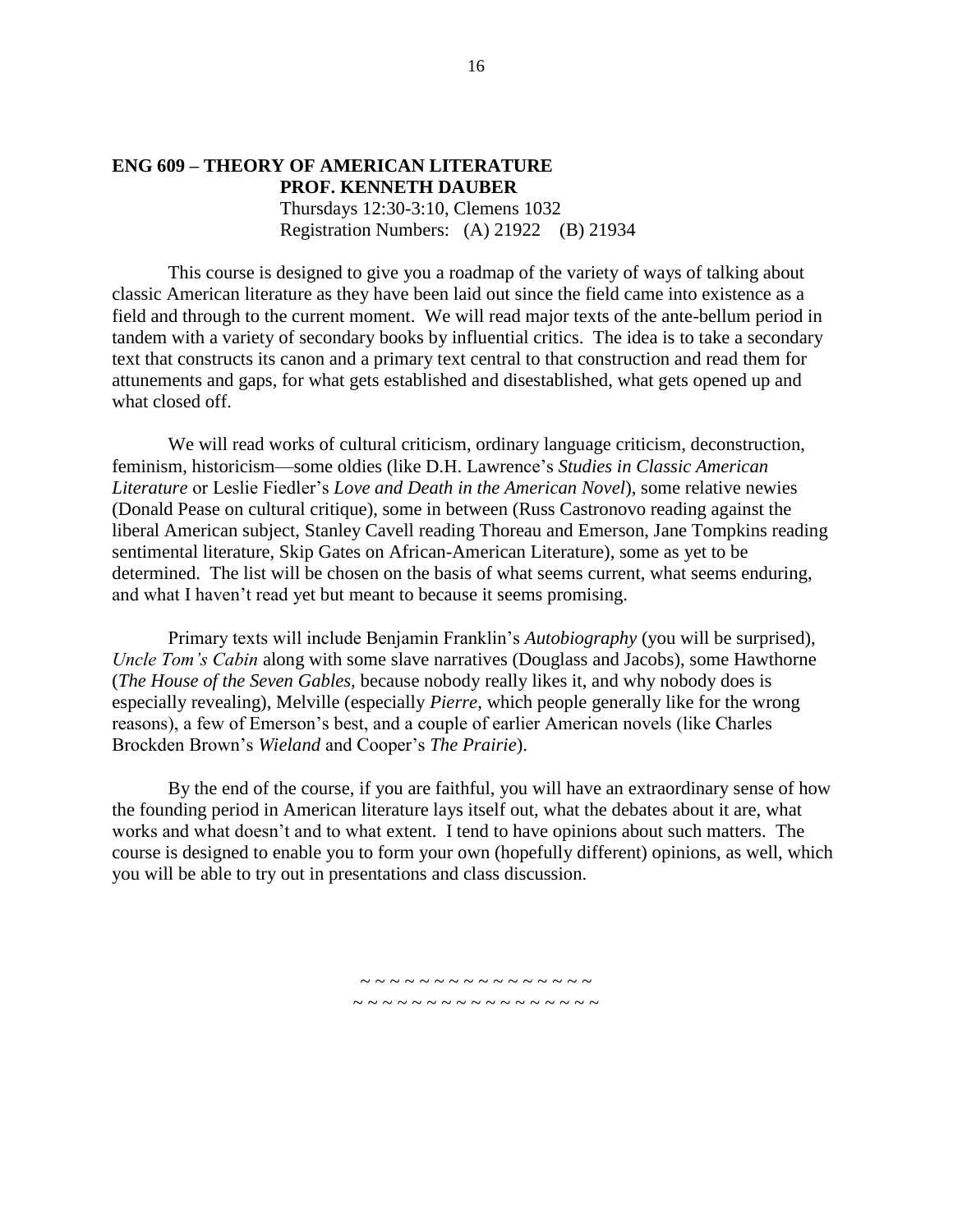**ENG 609 – THEORY OF AMERICAN LITERATURE**
**PROF. KENNETH DAUBER**
Thursdays 12:30-3:10, Clemens 1032
Registration Numbers: (A) 21922 (B) 21934

This course is designed to give you a roadmap of the variety of ways of talking about classic American literature as they have been laid out since the field came into existence as a field and through to the current moment. We will read major texts of the ante-bellum period in tandem with a variety of secondary books by influential critics. The idea is to take a secondary text that constructs its canon and a primary text central to that construction and read them for attunements and gaps, for what gets established and disestablished, what gets opened up and what closed off.

We will read works of cultural criticism, ordinary language criticism, deconstruction, feminism, historicism—some oldies (like D.H. Lawrence's *Studies in Classic American Literature* or Leslie Fiedler's *Love and Death in the American Novel*), some relative newies (Donald Pease on cultural critique), some in between (Russ Castronovo reading against the liberal American subject, Stanley Cavell reading Thoreau and Emerson, Jane Tompkins reading sentimental literature, Skip Gates on African-American Literature), some as yet to be determined. The list will be chosen on the basis of what seems current, what seems enduring, and what I haven't read yet but meant to because it seems promising.

Primary texts will include Benjamin Franklin's *Autobiography* (you will be surprised), *Uncle Tom's Cabin* along with some slave narratives (Douglass and Jacobs), some Hawthorne (*The House of the Seven Gables,* because nobody really likes it, and why nobody does is especially revealing), Melville (especially *Pierre,* which people generally like for the wrong reasons), a few of Emerson's best, and a couple of earlier American novels (like Charles Brockden Brown's *Wieland* and Cooper's *The Prairie*).

By the end of the course, if you are faithful, you will have an extraordinary sense of how the founding period in American literature lays itself out, what the debates about it are, what works and what doesn't and to what extent. I tend to have opinions about such matters. The course is designed to enable you to form your own (hopefully different) opinions, as well, which you will be able to try out in presentations and class discussion.

~ ~ ~ ~ ~ ~ ~ ~ ~ ~ ~ ~ ~ ~ ~ ~ ~
~ ~ ~ ~ ~ ~ ~ ~ ~ ~ ~ ~ ~ ~ ~ ~ ~ ~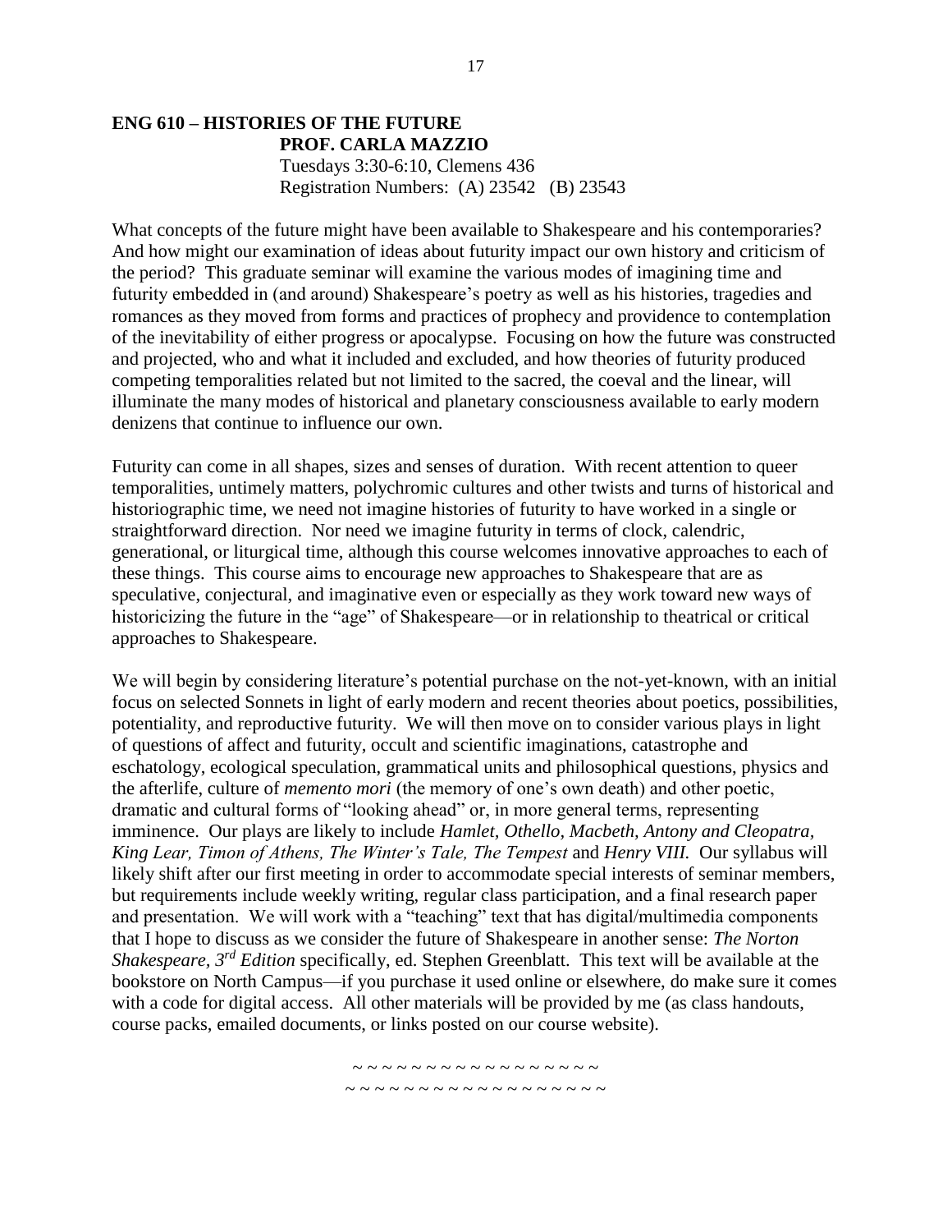**ENG 610 – HISTORIES OF THE FUTURE**
**PROF. CARLA MAZZIO**
Tuesdays 3:30-6:10, Clemens 436
Registration Numbers: (A) 23542 (B) 23543

What concepts of the future might have been available to Shakespeare and his contemporaries? And how might our examination of ideas about futurity impact our own history and criticism of the period? This graduate seminar will examine the various modes of imagining time and futurity embedded in (and around) Shakespeare's poetry as well as his histories, tragedies and romances as they moved from forms and practices of prophecy and providence to contemplation of the inevitability of either progress or apocalypse. Focusing on how the future was constructed and projected, who and what it included and excluded, and how theories of futurity produced competing temporalities related but not limited to the sacred, the coeval and the linear, will illuminate the many modes of historical and planetary consciousness available to early modern denizens that continue to influence our own.

Futurity can come in all shapes, sizes and senses of duration. With recent attention to queer temporalities, untimely matters, polychromic cultures and other twists and turns of historical and historiographic time, we need not imagine histories of futurity to have worked in a single or straightforward direction. Nor need we imagine futurity in terms of clock, calendric, generational, or liturgical time, although this course welcomes innovative approaches to each of these things. This course aims to encourage new approaches to Shakespeare that are as speculative, conjectural, and imaginative even or especially as they work toward new ways of historicizing the future in the "age" of Shakespeare—or in relationship to theatrical or critical approaches to Shakespeare.

We will begin by considering literature's potential purchase on the not-yet-known, with an initial focus on selected Sonnets in light of early modern and recent theories about poetics, possibilities, potentiality, and reproductive futurity. We will then move on to consider various plays in light of questions of affect and futurity, occult and scientific imaginations, catastrophe and eschatology, ecological speculation, grammatical units and philosophical questions, physics and the afterlife, culture of *memento mori* (the memory of one's own death) and other poetic, dramatic and cultural forms of "looking ahead" or, in more general terms, representing imminence. Our plays are likely to include *Hamlet, Othello, Macbeth, Antony and Cleopatra, King Lear, Timon of Athens, The Winter's Tale, The Tempest* and *Henry VIII.* Our syllabus will likely shift after our first meeting in order to accommodate special interests of seminar members, but requirements include weekly writing, regular class participation, and a final research paper and presentation. We will work with a "teaching" text that has digital/multimedia components that I hope to discuss as we consider the future of Shakespeare in another sense: *The Norton Shakespeare, 3rd Edition* specifically, ed. Stephen Greenblatt. This text will be available at the bookstore on North Campus—if you purchase it used online or elsewhere, do make sure it comes with a code for digital access. All other materials will be provided by me (as class handouts, course packs, emailed documents, or links posted on our course website).

~ ~ ~ ~ ~ ~ ~ ~ ~ ~ ~ ~ ~ ~ ~ ~ ~ ~ ~
~ ~ ~ ~ ~ ~ ~ ~ ~ ~ ~ ~ ~ ~ ~ ~ ~ ~ ~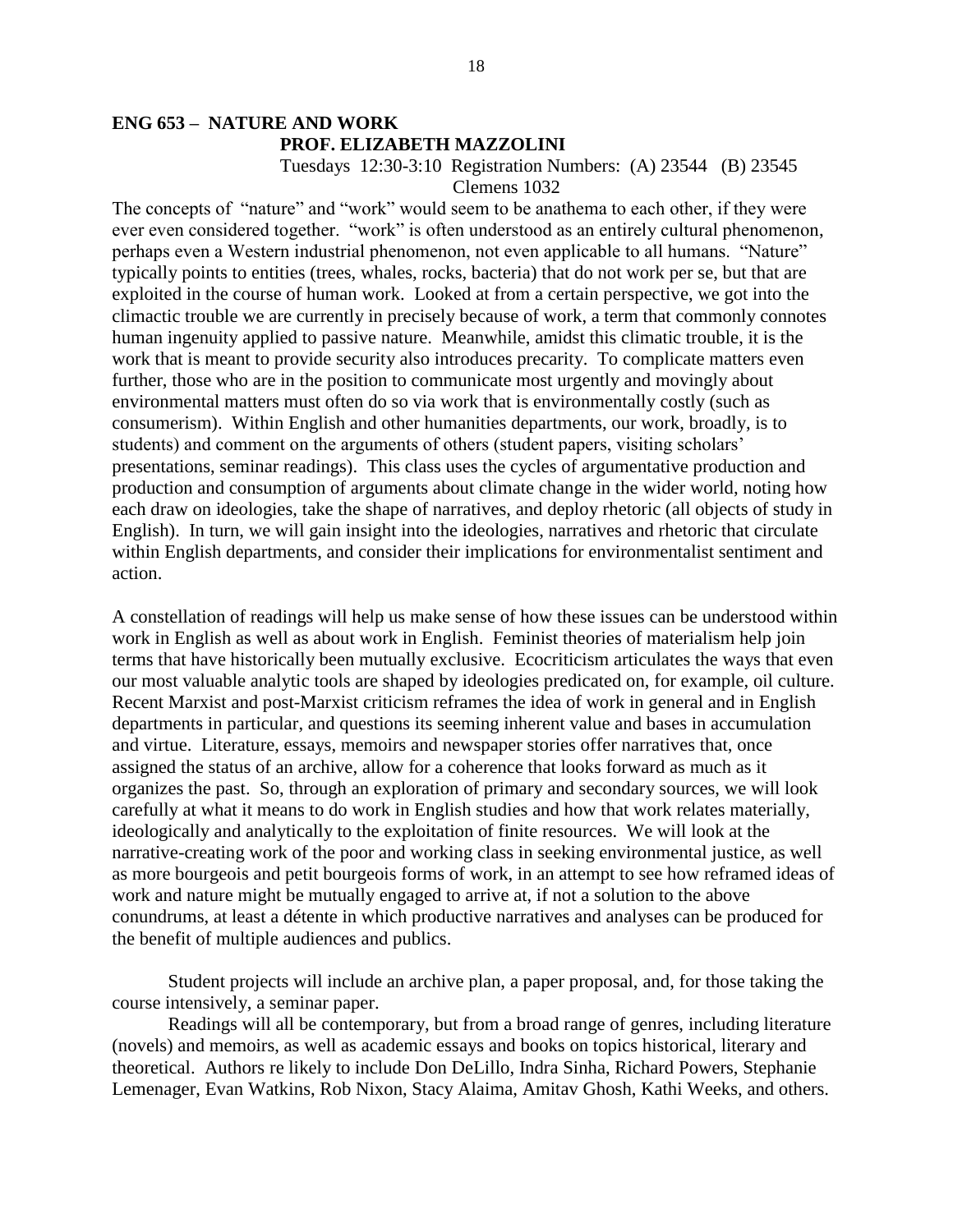## ENG 653 – NATURE AND WORK

**PROF. ELIZABETH MAZZOLINI**

Tuesdays 12:30-3:10 Registration Numbers: (A) 23544 (B) 23545

Clemens 1032

The concepts of "nature" and "work" would seem to be anathema to each other, if they were ever even considered together. "work" is often understood as an entirely cultural phenomenon, perhaps even a Western industrial phenomenon, not even applicable to all humans. "Nature" typically points to entities (trees, whales, rocks, bacteria) that do not work per se, but that are exploited in the course of human work. Looked at from a certain perspective, we got into the climactic trouble we are currently in precisely because of work, a term that commonly connotes human ingenuity applied to passive nature. Meanwhile, amidst this climatic trouble, it is the work that is meant to provide security also introduces precarity. To complicate matters even further, those who are in the position to communicate most urgently and movingly about environmental matters must often do so via work that is environmentally costly (such as consumerism). Within English and other humanities departments, our work, broadly, is to students) and comment on the arguments of others (student papers, visiting scholars' presentations, seminar readings). This class uses the cycles of argumentative production and production and consumption of arguments about climate change in the wider world, noting how each draw on ideologies, take the shape of narratives, and deploy rhetoric (all objects of study in English). In turn, we will gain insight into the ideologies, narratives and rhetoric that circulate within English departments, and consider their implications for environmentalist sentiment and action.

A constellation of readings will help us make sense of how these issues can be understood within work in English as well as about work in English. Feminist theories of materialism help join terms that have historically been mutually exclusive. Ecocriticism articulates the ways that even our most valuable analytic tools are shaped by ideologies predicated on, for example, oil culture. Recent Marxist and post-Marxist criticism reframes the idea of work in general and in English departments in particular, and questions its seeming inherent value and bases in accumulation and virtue. Literature, essays, memoirs and newspaper stories offer narratives that, once assigned the status of an archive, allow for a coherence that looks forward as much as it organizes the past. So, through an exploration of primary and secondary sources, we will look carefully at what it means to do work in English studies and how that work relates materially, ideologically and analytically to the exploitation of finite resources. We will look at the narrative-creating work of the poor and working class in seeking environmental justice, as well as more bourgeois and petit bourgeois forms of work, in an attempt to see how reframed ideas of work and nature might be mutually engaged to arrive at, if not a solution to the above conundrums, at least a détente in which productive narratives and analyses can be produced for the benefit of multiple audiences and publics.

Student projects will include an archive plan, a paper proposal, and, for those taking the course intensively, a seminar paper.

Readings will all be contemporary, but from a broad range of genres, including literature (novels) and memoirs, as well as academic essays and books on topics historical, literary and theoretical. Authors re likely to include Don DeLillo, Indra Sinha, Richard Powers, Stephanie Lemenager, Evan Watkins, Rob Nixon, Stacy Alaima, Amitav Ghosh, Kathi Weeks, and others.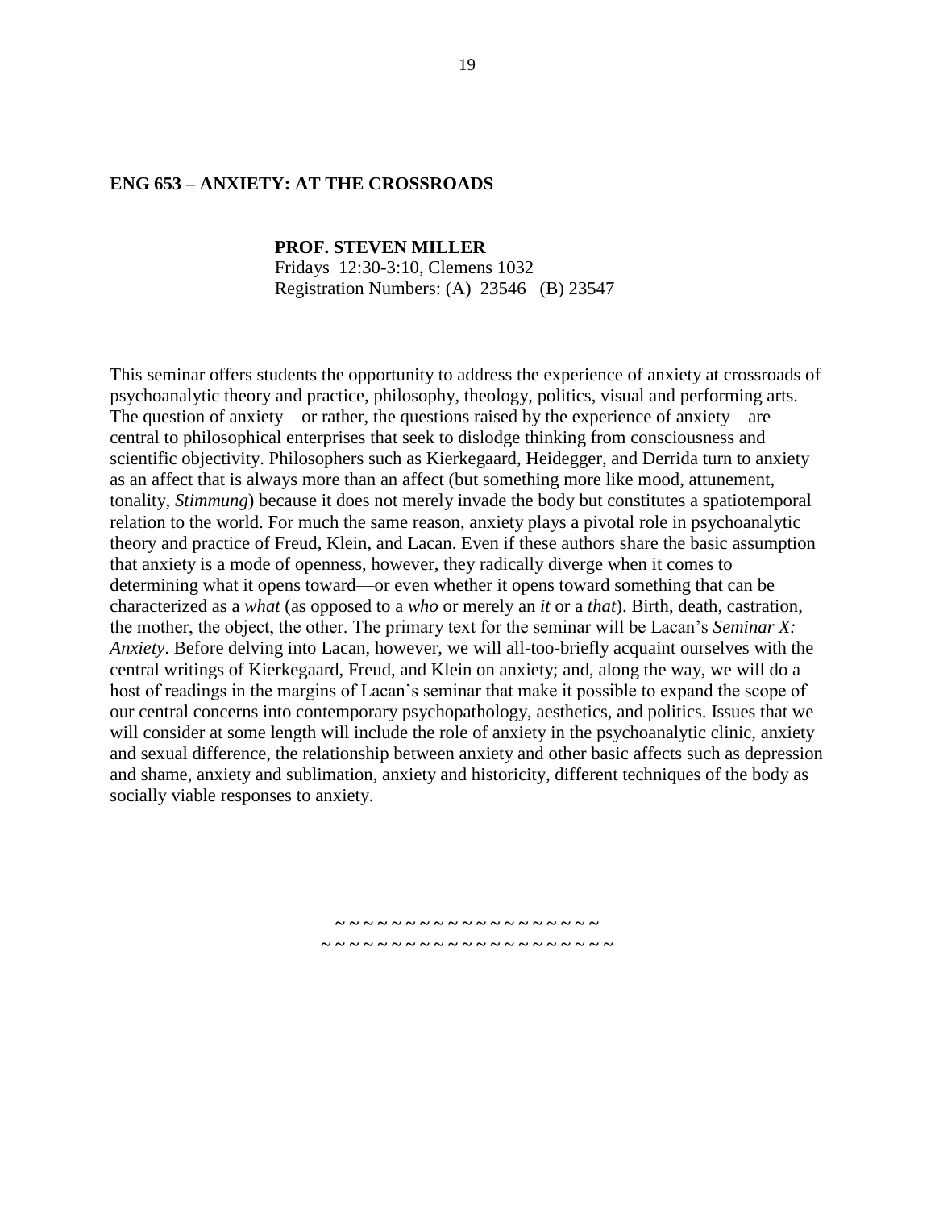## ENG 653 – ANXIETY: AT THE CROSSROADS

**PROF. STEVEN MILLER**
Fridays 12:30-3:10, Clemens 1032
Registration Numbers: (A) 23546 (B) 23547

This seminar offers students the opportunity to address the experience of anxiety at crossroads of psychoanalytic theory and practice, philosophy, theology, politics, visual and performing arts. The question of anxiety—or rather, the questions raised by the experience of anxiety—are central to philosophical enterprises that seek to dislodge thinking from consciousness and scientific objectivity. Philosophers such as Kierkegaard, Heidegger, and Derrida turn to anxiety as an affect that is always more than an affect (but something more like mood, attunement, tonality, *Stimmung*) because it does not merely invade the body but constitutes a spatiotemporal relation to the world. For much the same reason, anxiety plays a pivotal role in psychoanalytic theory and practice of Freud, Klein, and Lacan. Even if these authors share the basic assumption that anxiety is a mode of openness, however, they radically diverge when it comes to determining what it opens toward—or even whether it opens toward something that can be characterized as a *what* (as opposed to a *who* or merely an *it* or a *that*). Birth, death, castration, the mother, the object, the other. The primary text for the seminar will be Lacan's *Seminar X: Anxiety*. Before delving into Lacan, however, we will all-too-briefly acquaint ourselves with the central writings of Kierkegaard, Freud, and Klein on anxiety; and, along the way, we will do a host of readings in the margins of Lacan's seminar that make it possible to expand the scope of our central concerns into contemporary psychopathology, aesthetics, and politics. Issues that we will consider at some length will include the role of anxiety in the psychoanalytic clinic, anxiety and sexual difference, the relationship between anxiety and other basic affects such as depression and shame, anxiety and sublimation, anxiety and historicity, different techniques of the body as socially viable responses to anxiety.

~ ~ ~ ~ ~ ~ ~ ~ ~ ~ ~ ~ ~ ~ ~ ~ ~ ~ ~ ~
~ ~ ~ ~ ~ ~ ~ ~ ~ ~ ~ ~ ~ ~ ~ ~ ~ ~ ~ ~ ~ ~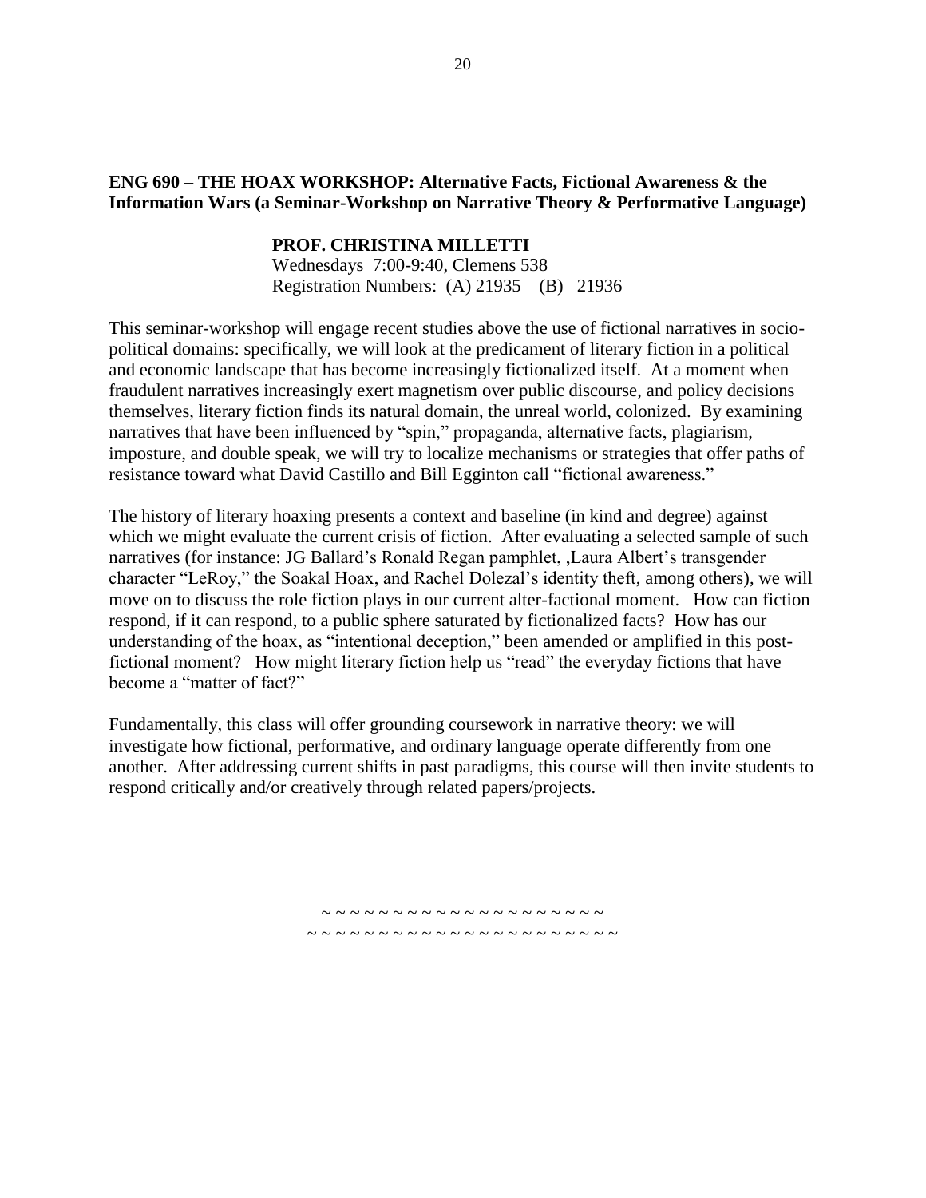**ENG 690 – THE HOAX WORKSHOP: Alternative Facts, Fictional Awareness & the Information Wars (a Seminar-Workshop on Narrative Theory & Performative Language)**

**PROF. CHRISTINA MILLETTI**
Wednesdays 7:00-9:40, Clemens 538
Registration Numbers: (A) 21935 (B) 21936

This seminar-workshop will engage recent studies above the use of fictional narratives in socio-political domains: specifically, we will look at the predicament of literary fiction in a political and economic landscape that has become increasingly fictionalized itself. At a moment when fraudulent narratives increasingly exert magnetism over public discourse, and policy decisions themselves, literary fiction finds its natural domain, the unreal world, colonized. By examining narratives that have been influenced by "spin," propaganda, alternative facts, plagiarism, imposture, and double speak, we will try to localize mechanisms or strategies that offer paths of resistance toward what David Castillo and Bill Egginton call "fictional awareness."

The history of literary hoaxing presents a context and baseline (in kind and degree) against which we might evaluate the current crisis of fiction. After evaluating a selected sample of such narratives (for instance: JG Ballard's Ronald Regan pamphlet, ,Laura Albert's transgender character "LeRoy," the Soakal Hoax, and Rachel Dolezal's identity theft, among others), we will move on to discuss the role fiction plays in our current alter-factional moment. How can fiction respond, if it can respond, to a public sphere saturated by fictionalized facts? How has our understanding of the hoax, as "intentional deception," been amended or amplified in this post-fictional moment? How might literary fiction help us "read" the everyday fictions that have become a "matter of fact?"

Fundamentally, this class will offer grounding coursework in narrative theory: we will investigate how fictional, performative, and ordinary language operate differently from one another. After addressing current shifts in past paradigms, this course will then invite students to respond critically and/or creatively through related papers/projects.

~ ~ ~ ~ ~ ~ ~ ~ ~ ~ ~ ~ ~ ~ ~ ~ ~ ~ ~ ~ ~ ~
~ ~ ~ ~ ~ ~ ~ ~ ~ ~ ~ ~ ~ ~ ~ ~ ~ ~ ~ ~ ~ ~ ~ ~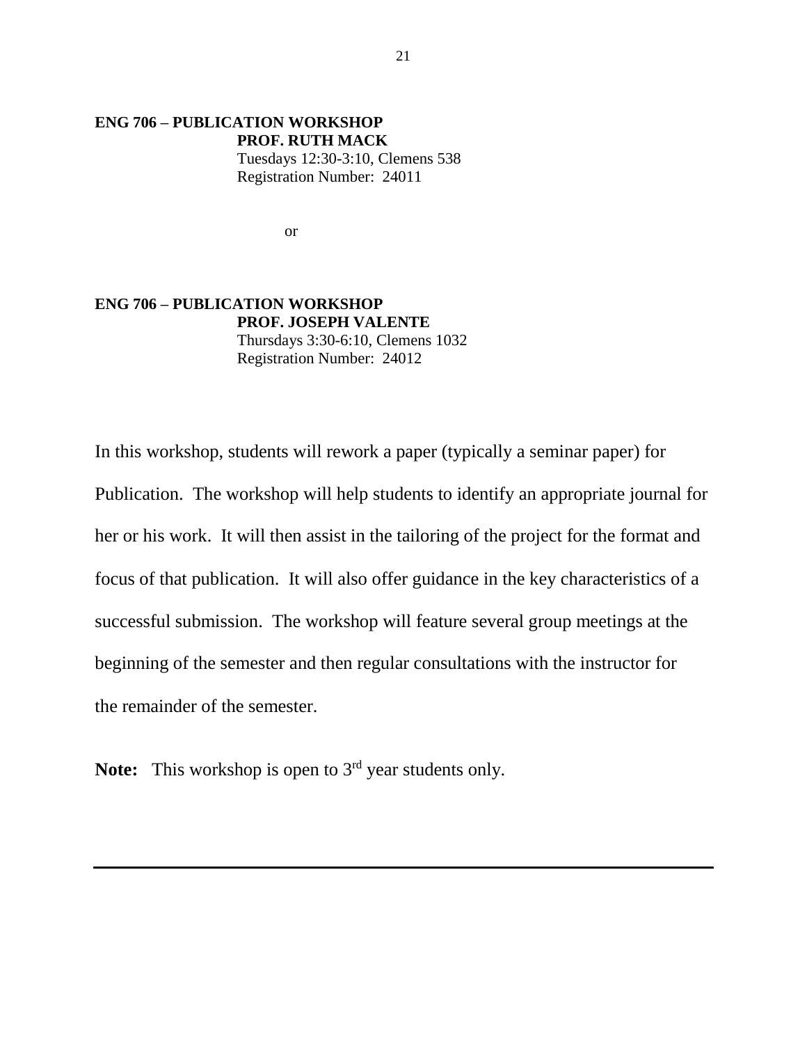**ENG 706 – PUBLICATION WORKSHOP**
**PROF. RUTH MACK**
Tuesdays 12:30-3:10, Clemens 538
Registration Number: 24011

or

**ENG 706 – PUBLICATION WORKSHOP**
**PROF. JOSEPH VALENTE**
Thursdays 3:30-6:10, Clemens 1032
Registration Number: 24012

In this workshop, students will rework a paper (typically a seminar paper) for Publication. The workshop will help students to identify an appropriate journal for her or his work. It will then assist in the tailoring of the project for the format and focus of that publication. It will also offer guidance in the key characteristics of a successful submission. The workshop will feature several group meetings at the beginning of the semester and then regular consultations with the instructor for the remainder of the semester.

**Note:** This workshop is open to 3rd year students only.

---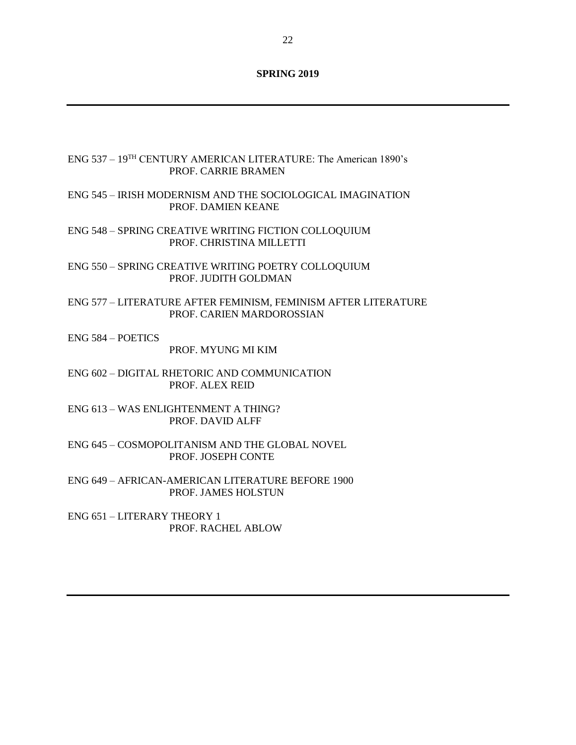## SPRING 2019

ENG 537 – 19TH CENTURY AMERICAN LITERATURE: The American 1890's
PROF. CARRIE BRAMEN

ENG 545 – IRISH MODERNISM AND THE SOCIOLOGICAL IMAGINATION
PROF. DAMIEN KEANE

ENG 548 – SPRING CREATIVE WRITING FICTION COLLOQUIUM
PROF. CHRISTINA MILLETTI

ENG 550 – SPRING CREATIVE WRITING POETRY COLLOQUIUM
PROF. JUDITH GOLDMAN

ENG 577 – LITERATURE AFTER FEMINISM, FEMINISM AFTER LITERATURE
PROF. CARIEN MARDOROSSIAN

ENG 584 – POETICS
PROF. MYUNG MI KIM

ENG 602 – DIGITAL RHETORIC AND COMMUNICATION
PROF. ALEX REID

ENG 613 – WAS ENLIGHTENMENT A THING?
PROF. DAVID ALFF

ENG 645 – COSMOPOLITANISM AND THE GLOBAL NOVEL
PROF. JOSEPH CONTE

ENG 649 – AFRICAN-AMERICAN LITERATURE BEFORE 1900
PROF. JAMES HOLSTUN

ENG 651 – LITERARY THEORY 1
PROF. RACHEL ABLOW